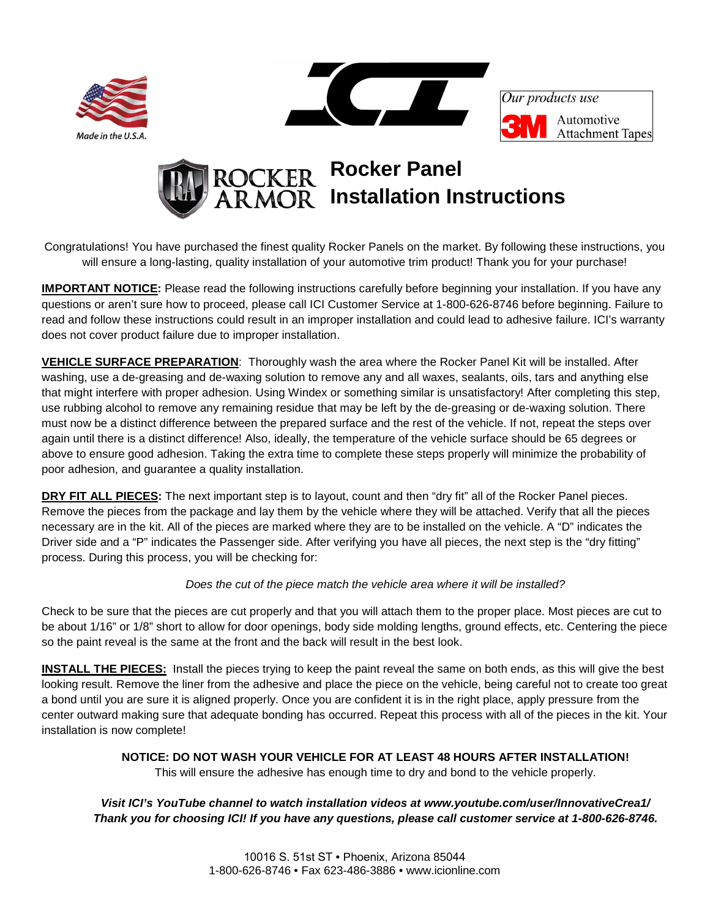Made in the U.S.A.

Our products use 3M Automotive Attachment Tapes

# Rocker Panel Installation Instructions

Congratulations! You have purchased the finest quality Rocker Panels on the market. By following these instructions, you will ensure a long-lasting, quality installation of your automotive trim product! Thank you for your purchase!

**IMPORTANT NOTICE:** Please read the following instructions carefully before beginning your installation. If you have any questions or aren't sure how to proceed, please call ICI Customer Service at 1-800-626-8746 before beginning. Failure to read and follow these instructions could result in an improper installation and could lead to adhesive failure. ICI's warranty does not cover product failure due to improper installation.

**VEHICLE SURFACE PREPARATION**: Thoroughly wash the area where the Rocker Panel Kit will be installed. After washing, use a de-greasing and de-waxing solution to remove any and all waxes, sealants, oils, tars and anything else that might interfere with proper adhesion. Using Windex or something similar is unsatisfactory! After completing this step, use rubbing alcohol to remove any remaining residue that may be left by the de-greasing or de-waxing solution. There must now be a distinct difference between the prepared surface and the rest of the vehicle. If not, repeat the steps over again until there is a distinct difference! Also, ideally, the temperature of the vehicle surface should be 65 degrees or above to ensure good adhesion. Taking the extra time to complete these steps properly will minimize the probability of poor adhesion, and guarantee a quality installation.

**DRY FIT ALL PIECES:** The next important step is to layout, count and then "dry fit" all of the Rocker Panel pieces. Remove the pieces from the package and lay them by the vehicle where they will be attached. Verify that all the pieces necessary are in the kit. All of the pieces are marked where they are to be installed on the vehicle. A "D" indicates the Driver side and a "P" indicates the Passenger side. After verifying you have all pieces, the next step is the "dry fitting" process. During this process, you will be checking for:

*Does the cut of the piece match the vehicle area where it will be installed?*

Check to be sure that the pieces are cut properly and that you will attach them to the proper place. Most pieces are cut to be about 1/16" or 1/8" short to allow for door openings, body side molding lengths, ground effects, etc. Centering the piece so the paint reveal is the same at the front and the back will result in the best look.

**INSTALL THE PIECES:** Install the pieces trying to keep the paint reveal the same on both ends, as this will give the best looking result. Remove the liner from the adhesive and place the piece on the vehicle, being careful not to create too great a bond until you are sure it is aligned properly. Once you are confident it is in the right place, apply pressure from the center outward making sure that adequate bonding has occurred. Repeat this process with all of the pieces in the kit. Your installation is now complete!

**NOTICE: DO NOT WASH YOUR VEHICLE FOR AT LEAST 48 HOURS AFTER INSTALLATION!**
This will ensure the adhesive has enough time to dry and bond to the vehicle properly.

***Visit ICI's YouTube channel to watch installation videos at www.youtube.com/user/InnovativeCrea1/***
***Thank you for choosing ICI! If you have any questions, please call customer service at 1-800-626-8746.***

10016 S. 51st ST • Phoenix, Arizona 85044
1-800-626-8746 • Fax 623-486-3886 • www.icionline.com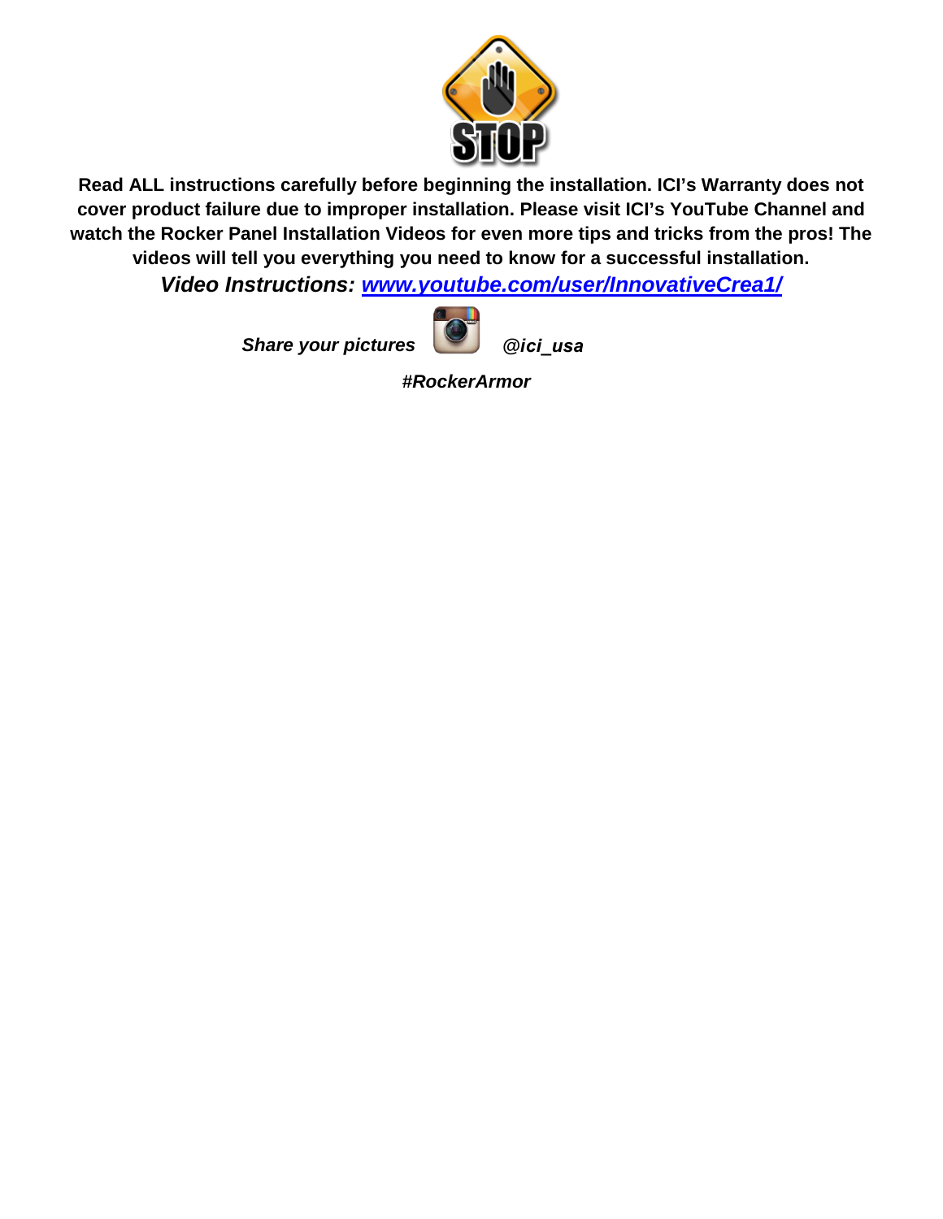STOP

**Read ALL instructions carefully before beginning the installation. ICI's Warranty does not cover product failure due to improper installation. Please visit ICI's YouTube Channel and watch the Rocker Panel Installation Videos for even more tips and tricks from the pros! The videos will tell you everything you need to know for a successful installation.**

***Video Instructions: [www.youtube.com/user/InnovativeCrea1/](www.youtube.com/user/InnovativeCrea1/)***

***Share your pictures*** ***@ici_usa***

***#RockerArmor***